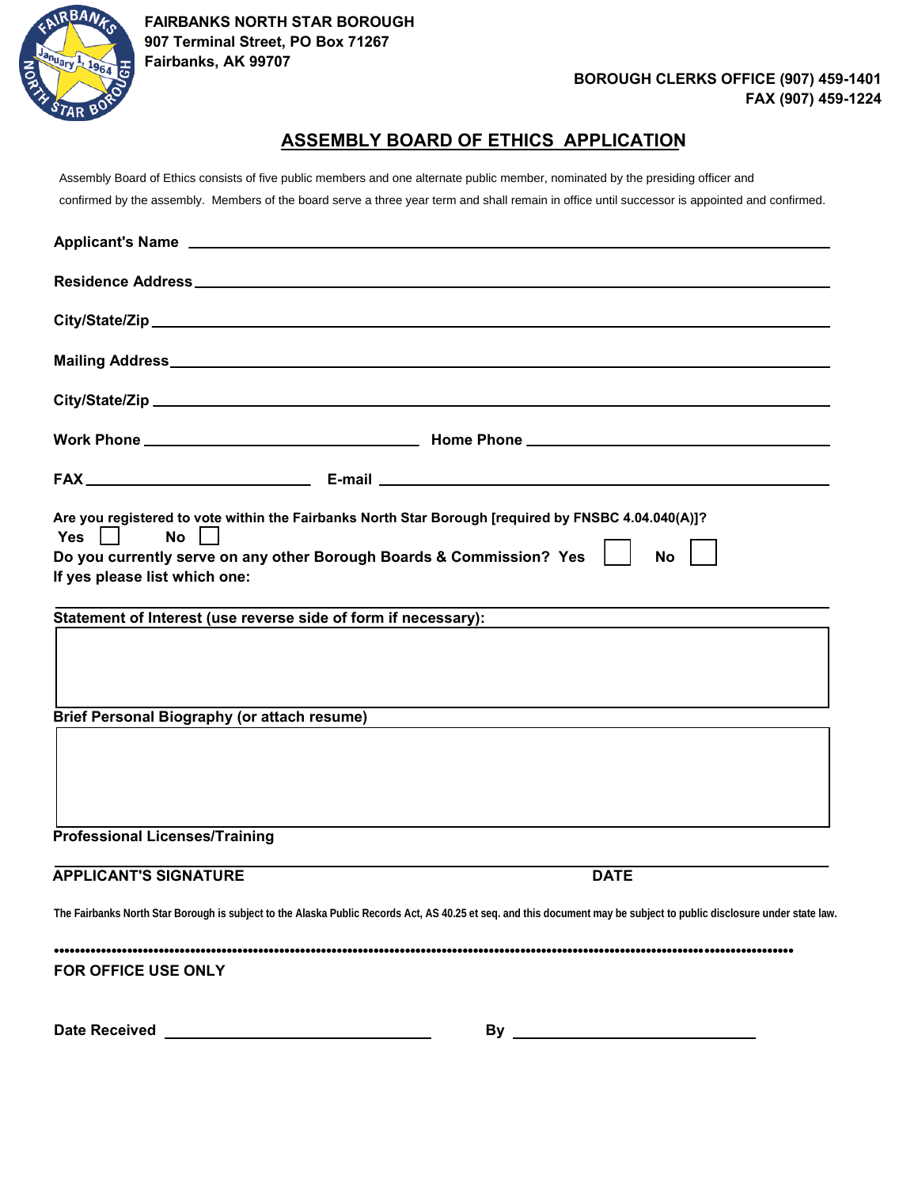**FAIRBANKS NORTH STAR BOROUGH**
**907 Terminal Street, PO Box 71267**
**Fairbanks, AK 99707**

**BOROUGH CLERKS OFFICE (907) 459-1401**
**FAX (907) 459-1224**

# ASSEMBLY BOARD OF ETHICS APPLICATION

Assembly Board of Ethics consists of five public members and one alternate public member, nominated by the presiding officer and confirmed by the assembly. Members of the board serve a three year term and shall remain in office until successor is appointed and confirmed.

**Applicant's Name** ______________________________

**Residence Address** ______________________________

**City/State/Zip** ______________________________

**Mailing Address** ______________________________

**City/State/Zip** ______________________________

**Work Phone** ______________ **Home Phone** ______________

**FAX** ______________ **E-mail** ______________

**Are you registered to vote within the Fairbanks North Star Borough [required by FNSBC 4.04.040(A)]?**
**Yes** ☐ **No** ☐

**Do you currently serve on any other Borough Boards & Commission? Yes** ☐ **No** ☐

**If yes please list which one:**

______________________________

**Statement of Interest (use reverse side of form if necessary):**

**Brief Personal Biography (or attach resume)**

**Professional Licenses/Training**

______________________________

**APPLICANT'S SIGNATURE** **DATE**

**The Fairbanks North Star Borough is subject to the Alaska Public Records Act, AS 40.25 et seq. and this document may be subject to public disclosure under state law.**

---

**FOR OFFICE USE ONLY**

**Date Received** ______________ **By** ______________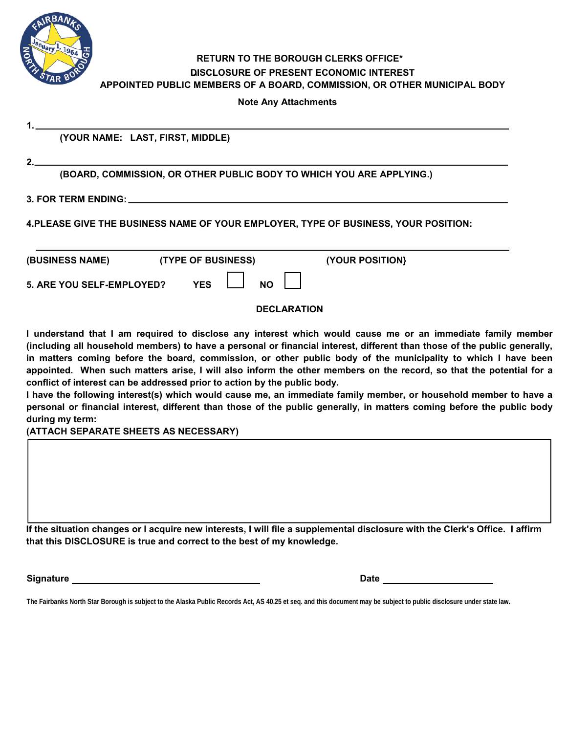**RETURN TO THE BOROUGH CLERKS OFFICE***

**DISCLOSURE OF PRESENT ECONOMIC INTEREST**

**APPOINTED PUBLIC MEMBERS OF A BOARD, COMMISSION, OR OTHER MUNICIPAL BODY**

**Note Any Attachments**

1. ______________________________________________________________

**(YOUR NAME: LAST, FIRST, MIDDLE)**

2. ______________________________________________________________

**(BOARD, COMMISSION, OR OTHER PUBLIC BODY TO WHICH YOU ARE APPLYING.)**

**3. FOR TERM ENDING:** ______________________________________________

**4.PLEASE GIVE THE BUSINESS NAME OF YOUR EMPLOYER, TYPE OF BUSINESS, YOUR POSITION:**

______________________________________________________________

**(BUSINESS NAME) (TYPE OF BUSINESS) (YOUR POSITION}**

**5. ARE YOU SELF-EMPLOYED? YES ☐ NO ☐**

**DECLARATION**

**I understand that I am required to disclose any interest which would cause me or an immediate family member (including all household members) to have a personal or financial interest, different than those of the public generally, in matters coming before the board, commission, or other public body of the municipality to which I have been appointed. When such matters arise, I will also inform the other members on the record, so that the potential for a conflict of interest can be addressed prior to action by the public body.**

**I have the following interest(s) which would cause me, an immediate family member, or household member to have a personal or financial interest, different than those of the public generally, in matters coming before the public body during my term:**

**(ATTACH SEPARATE SHEETS AS NECESSARY)**

| |
|---|
| |

**If the situation changes or I acquire new interests, I will file a supplemental disclosure with the Clerk's Office. I affirm that this DISCLOSURE is true and correct to the best of my knowledge.**

**Signature** ______________________________ **Date** ____________________

The Fairbanks North Star Borough is subject to the Alaska Public Records Act, AS 40.25 et seq. and this document may be subject to public disclosure under state law.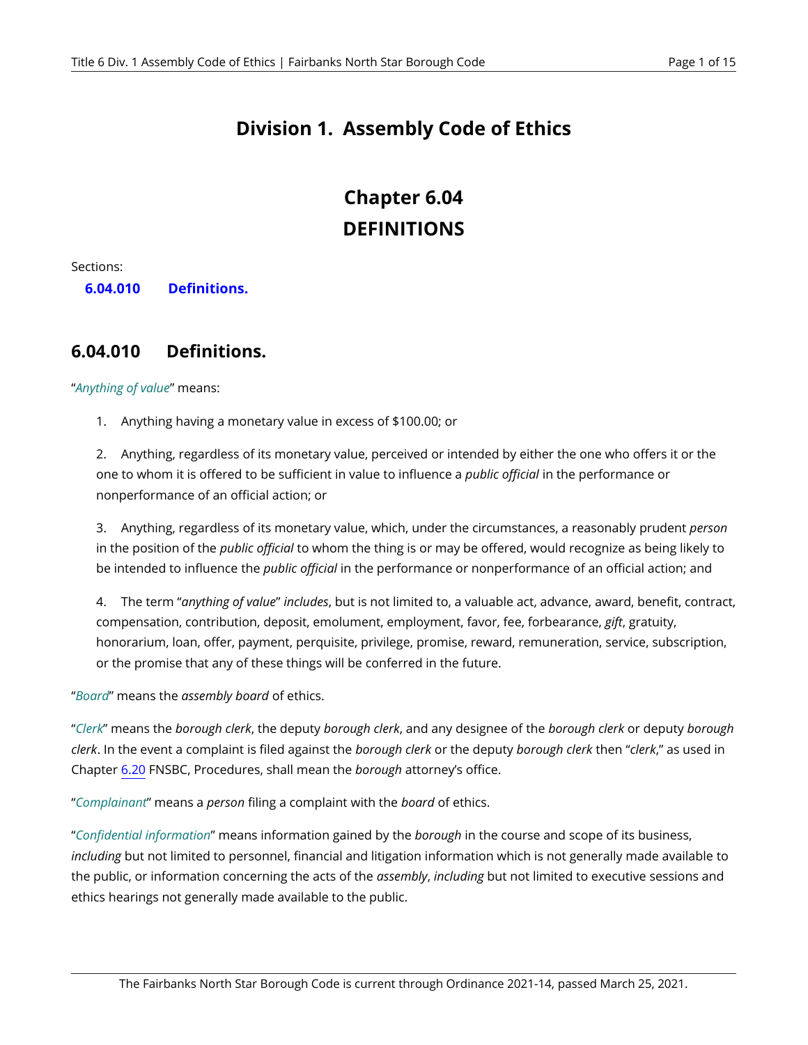# Division 1. Assembly Code of Ethics

## Chapter 6.04
## DEFINITIONS

Sections:

**6.04.010 Definitions.**

### 6.04.010 Definitions.

"*Anything of value*" means:

1. Anything having a monetary value in excess of $100.00; or

2. Anything, regardless of its monetary value, perceived or intended by either the one who offers it or the one to whom it is offered to be sufficient in value to influence a *public official* in the performance or nonperformance of an official action; or

3. Anything, regardless of its monetary value, which, under the circumstances, a reasonably prudent *person* in the position of the *public official* to whom the thing is or may be offered, would recognize as being likely to be intended to influence the *public official* in the performance or nonperformance of an official action; and

4. The term "*anything of value*" *includes*, but is not limited to, a valuable act, advance, award, benefit, contract, compensation, contribution, deposit, emolument, employment, favor, fee, forbearance, *gift*, gratuity, honorarium, loan, offer, payment, perquisite, privilege, promise, reward, remuneration, service, subscription, or the promise that any of these things will be conferred in the future.

"*Board*" means the *assembly board* of ethics.

"*Clerk*" means the *borough clerk*, the deputy *borough clerk*, and any designee of the *borough clerk* or deputy *borough clerk*. In the event a complaint is filed against the *borough clerk* or the deputy *borough clerk* then "*clerk*," as used in Chapter 6.20 FNSBC, Procedures, shall mean the *borough* attorney's office.

"*Complainant*" means a *person* filing a complaint with the *board* of ethics.

"*Confidential information*" means information gained by the *borough* in the course and scope of its business, *including* but not limited to personnel, financial and litigation information which is not generally made available to the public, or information concerning the acts of the *assembly*, *including* but not limited to executive sessions and ethics hearings not generally made available to the public.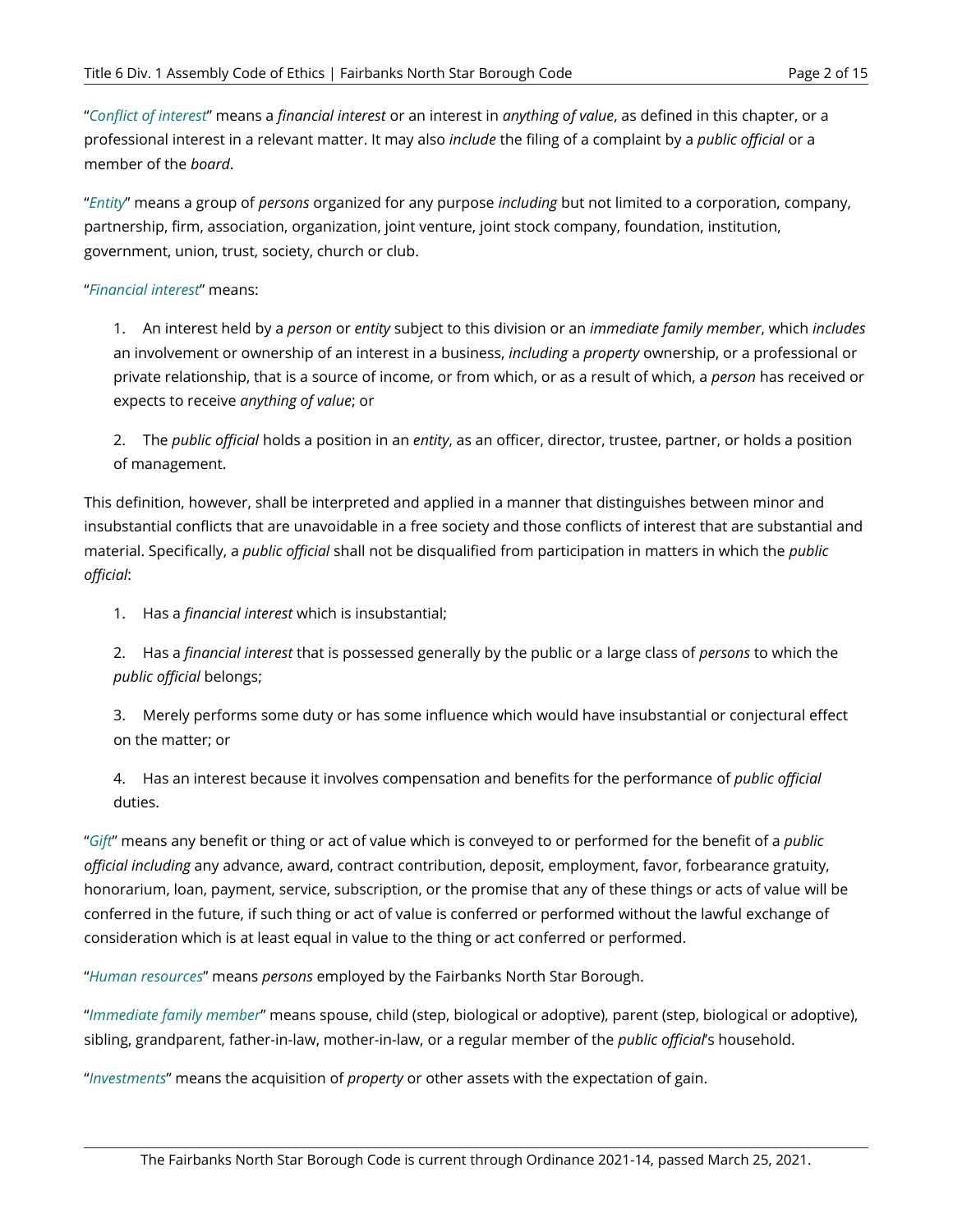"*Conflict of interest*" means a *financial interest* or an interest in *anything of value*, as defined in this chapter, or a professional interest in a relevant matter. It may also *include* the filing of a complaint by a *public official* or a member of the *board*.

"*Entity*" means a group of *persons* organized for any purpose *including* but not limited to a corporation, company, partnership, firm, association, organization, joint venture, joint stock company, foundation, institution, government, union, trust, society, church or club.

"*Financial interest*" means:

1. An interest held by a *person* or *entity* subject to this division or an *immediate family member*, which *includes* an involvement or ownership of an interest in a business, *including* a *property* ownership, or a professional or private relationship, that is a source of income, or from which, or as a result of which, a *person* has received or expects to receive *anything of value*; or

2. The *public official* holds a position in an *entity*, as an officer, director, trustee, partner, or holds a position of management.

This definition, however, shall be interpreted and applied in a manner that distinguishes between minor and insubstantial conflicts that are unavoidable in a free society and those conflicts of interest that are substantial and material. Specifically, a *public official* shall not be disqualified from participation in matters in which the *public official*:

1. Has a *financial interest* which is insubstantial;

2. Has a *financial interest* that is possessed generally by the public or a large class of *persons* to which the *public official* belongs;

3. Merely performs some duty or has some influence which would have insubstantial or conjectural effect on the matter; or

4. Has an interest because it involves compensation and benefits for the performance of *public official* duties.

"*Gift*" means any benefit or thing or act of value which is conveyed to or performed for the benefit of a *public official including* any advance, award, contract contribution, deposit, employment, favor, forbearance gratuity, honorarium, loan, payment, service, subscription, or the promise that any of these things or acts of value will be conferred in the future, if such thing or act of value is conferred or performed without the lawful exchange of consideration which is at least equal in value to the thing or act conferred or performed.

"*Human resources*" means *persons* employed by the Fairbanks North Star Borough.

"*Immediate family member*" means spouse, child (step, biological or adoptive), parent (step, biological or adoptive), sibling, grandparent, father-in-law, mother-in-law, or a regular member of the *public official*'s household.

"*Investments*" means the acquisition of *property* or other assets with the expectation of gain.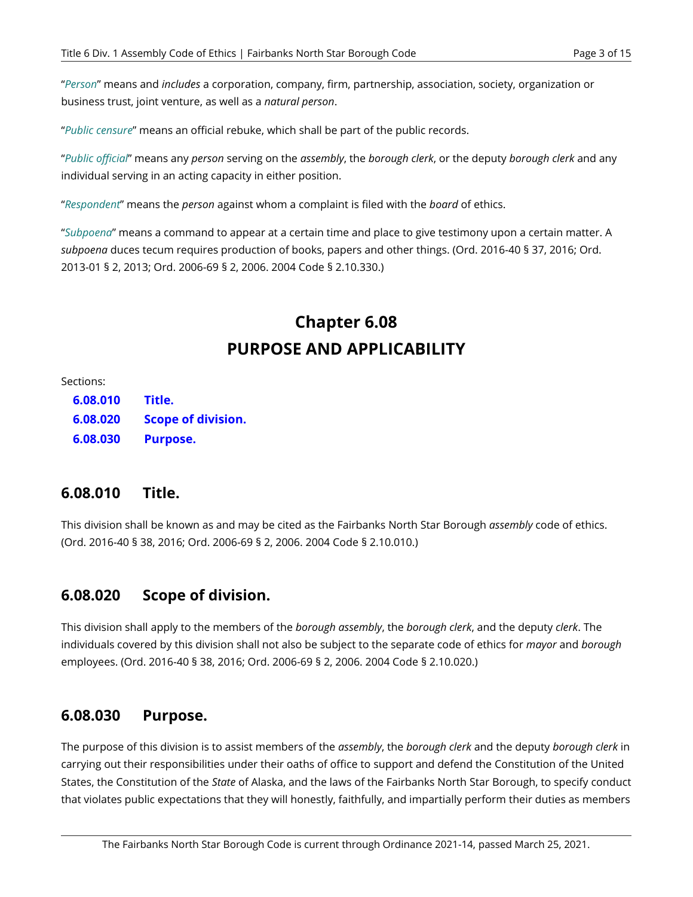"*Person*" means and *includes* a corporation, company, firm, partnership, association, society, organization or business trust, joint venture, as well as a *natural person*.

"*Public censure*" means an official rebuke, which shall be part of the public records.

"*Public official*" means any *person* serving on the *assembly*, the *borough clerk*, or the deputy *borough clerk* and any individual serving in an acting capacity in either position.

"*Respondent*" means the *person* against whom a complaint is filed with the *board* of ethics.

"*Subpoena*" means a command to appear at a certain time and place to give testimony upon a certain matter. A *subpoena* duces tecum requires production of books, papers and other things. (Ord. 2016-40 § 37, 2016; Ord. 2013-01 § 2, 2013; Ord. 2006-69 § 2, 2006. 2004 Code § 2.10.330.)

# Chapter 6.08
# PURPOSE AND APPLICABILITY

Sections:

**6.08.010 Title.**
**6.08.020 Scope of division.**
**6.08.030 Purpose.**

## 6.08.010 Title.

This division shall be known as and may be cited as the Fairbanks North Star Borough *assembly* code of ethics. (Ord. 2016-40 § 38, 2016; Ord. 2006-69 § 2, 2006. 2004 Code § 2.10.010.)

## 6.08.020 Scope of division.

This division shall apply to the members of the *borough assembly*, the *borough clerk*, and the deputy *clerk*. The individuals covered by this division shall not also be subject to the separate code of ethics for *mayor* and *borough* employees. (Ord. 2016-40 § 38, 2016; Ord. 2006-69 § 2, 2006. 2004 Code § 2.10.020.)

## 6.08.030 Purpose.

The purpose of this division is to assist members of the *assembly*, the *borough clerk* and the deputy *borough clerk* in carrying out their responsibilities under their oaths of office to support and defend the Constitution of the United States, the Constitution of the *State* of Alaska, and the laws of the Fairbanks North Star Borough, to specify conduct that violates public expectations that they will honestly, faithfully, and impartially perform their duties as members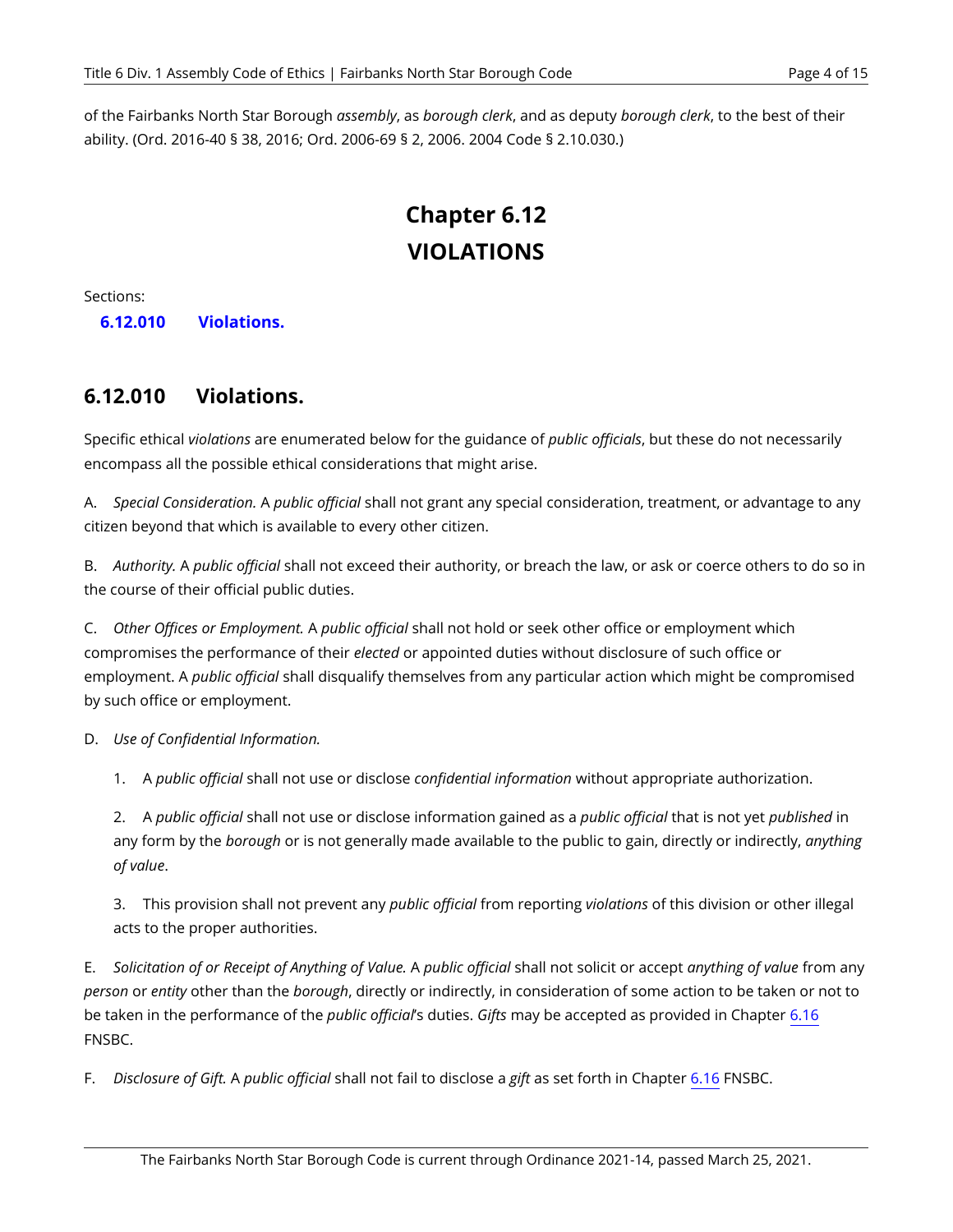of the Fairbanks North Star Borough *assembly*, as *borough clerk*, and as deputy *borough clerk*, to the best of their ability. (Ord. 2016-40 § 38, 2016; Ord. 2006-69 § 2, 2006. 2004 Code § 2.10.030.)

# Chapter 6.12
# VIOLATIONS

Sections:

**6.12.010 Violations.**

## 6.12.010 Violations.

Specific ethical *violations* are enumerated below for the guidance of *public officials*, but these do not necessarily encompass all the possible ethical considerations that might arise.

A. *Special Consideration.* A *public official* shall not grant any special consideration, treatment, or advantage to any citizen beyond that which is available to every other citizen.

B. *Authority.* A *public official* shall not exceed their authority, or breach the law, or ask or coerce others to do so in the course of their official public duties.

C. *Other Offices or Employment.* A *public official* shall not hold or seek other office or employment which compromises the performance of their *elected* or appointed duties without disclosure of such office or employment. A *public official* shall disqualify themselves from any particular action which might be compromised by such office or employment.

D. *Use of Confidential Information.*

1. A *public official* shall not use or disclose *confidential information* without appropriate authorization.

2. A *public official* shall not use or disclose information gained as a *public official* that is not yet *published* in any form by the *borough* or is not generally made available to the public to gain, directly or indirectly, *anything of value*.

3. This provision shall not prevent any *public official* from reporting *violations* of this division or other illegal acts to the proper authorities.

E. *Solicitation of or Receipt of Anything of Value.* A *public official* shall not solicit or accept *anything of value* from any *person* or *entity* other than the *borough*, directly or indirectly, in consideration of some action to be taken or not to be taken in the performance of the *public official*'s duties. *Gifts* may be accepted as provided in Chapter 6.16 FNSBC.

F. *Disclosure of Gift.* A *public official* shall not fail to disclose a *gift* as set forth in Chapter 6.16 FNSBC.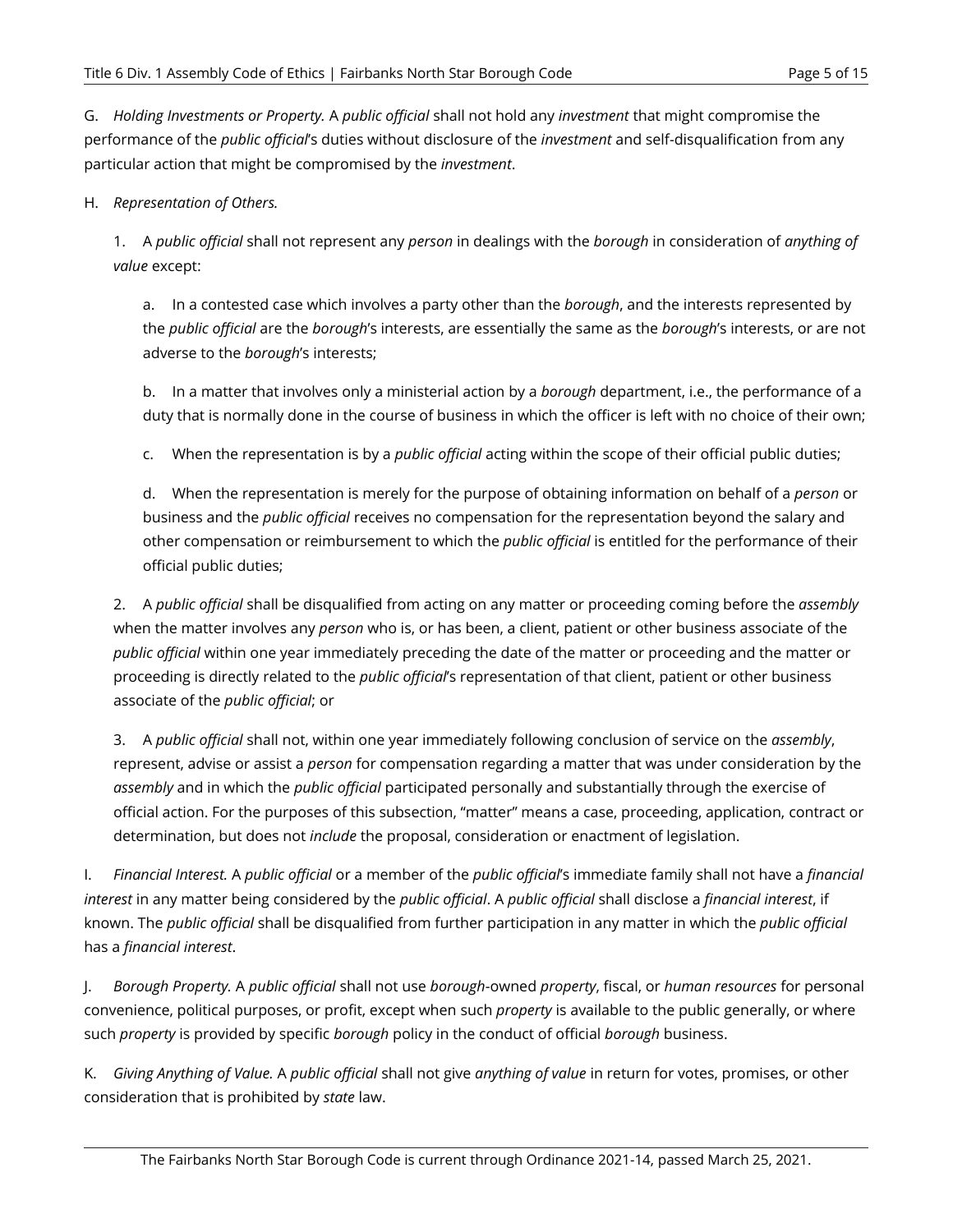G. *Holding Investments or Property.* A *public official* shall not hold any *investment* that might compromise the performance of the *public official*'s duties without disclosure of the *investment* and self-disqualification from any particular action that might be compromised by the *investment*.

H. *Representation of Others.*

1. A *public official* shall not represent any *person* in dealings with the *borough* in consideration of *anything of value* except:

   a. In a contested case which involves a party other than the *borough*, and the interests represented by the *public official* are the *borough*'s interests, are essentially the same as the *borough*'s interests, or are not adverse to the *borough*'s interests;

   b. In a matter that involves only a ministerial action by a *borough* department, i.e., the performance of a duty that is normally done in the course of business in which the officer is left with no choice of their own;

   c. When the representation is by a *public official* acting within the scope of their official public duties;

   d. When the representation is merely for the purpose of obtaining information on behalf of a *person* or business and the *public official* receives no compensation for the representation beyond the salary and other compensation or reimbursement to which the *public official* is entitled for the performance of their official public duties;

2. A *public official* shall be disqualified from acting on any matter or proceeding coming before the *assembly* when the matter involves any *person* who is, or has been, a client, patient or other business associate of the *public official* within one year immediately preceding the date of the matter or proceeding and the matter or proceeding is directly related to the *public official*'s representation of that client, patient or other business associate of the *public official*; or

3. A *public official* shall not, within one year immediately following conclusion of service on the *assembly*, represent, advise or assist a *person* for compensation regarding a matter that was under consideration by the *assembly* and in which the *public official* participated personally and substantially through the exercise of official action. For the purposes of this subsection, "matter" means a case, proceeding, application, contract or determination, but does not *include* the proposal, consideration or enactment of legislation.

I. *Financial Interest.* A *public official* or a member of the *public official*'s immediate family shall not have a *financial interest* in any matter being considered by the *public official*. A *public official* shall disclose a *financial interest*, if known. The *public official* shall be disqualified from further participation in any matter in which the *public official* has a *financial interest*.

J. *Borough Property.* A *public official* shall not use *borough*-owned *property*, fiscal, or *human resources* for personal convenience, political purposes, or profit, except when such *property* is available to the public generally, or where such *property* is provided by specific *borough* policy in the conduct of official *borough* business.

K. *Giving Anything of Value.* A *public official* shall not give *anything of value* in return for votes, promises, or other consideration that is prohibited by *state* law.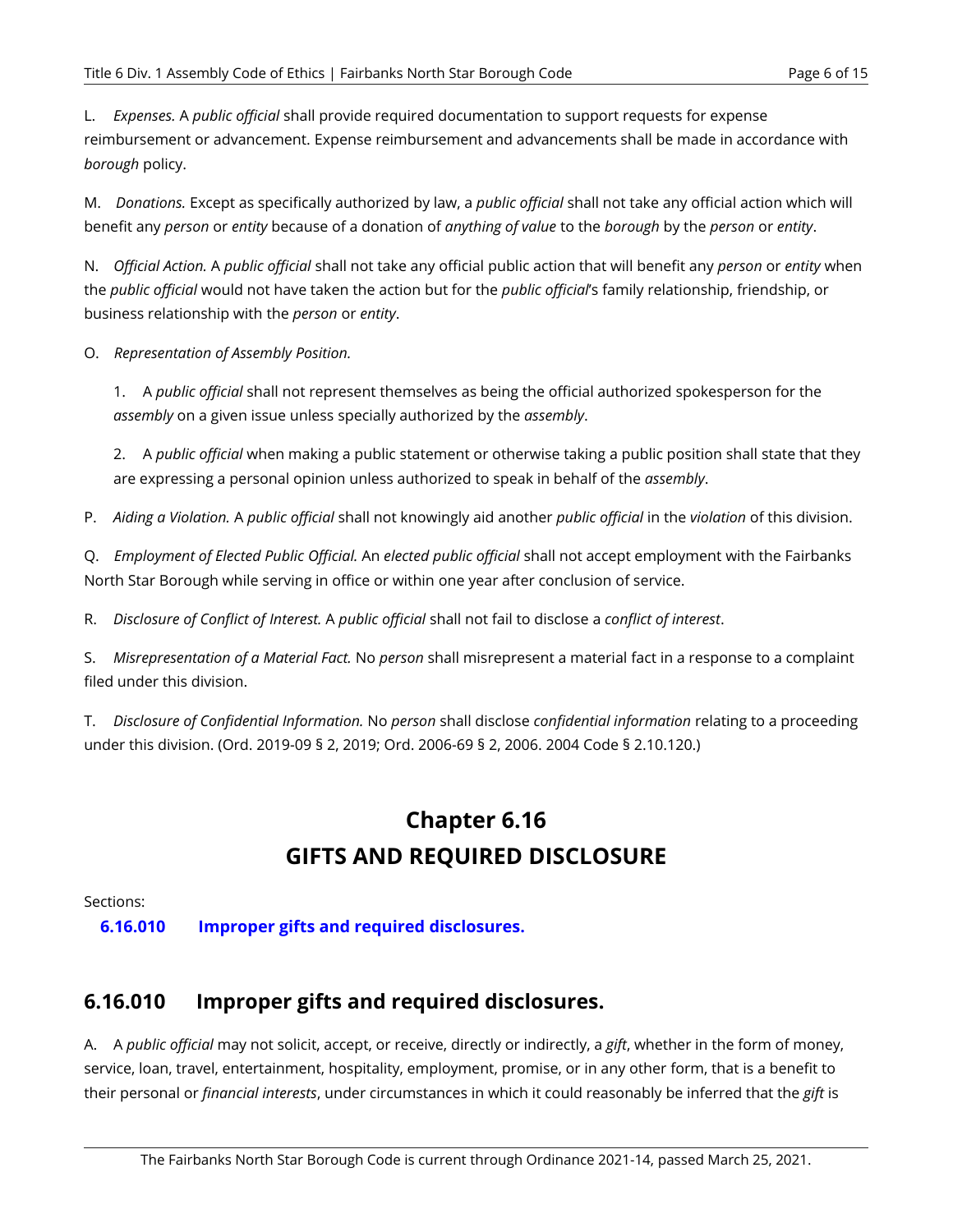L. *Expenses.* A *public official* shall provide required documentation to support requests for expense reimbursement or advancement. Expense reimbursement and advancements shall be made in accordance with *borough* policy.

M. *Donations.* Except as specifically authorized by law, a *public official* shall not take any official action which will benefit any *person* or *entity* because of a donation of *anything of value* to the *borough* by the *person* or *entity*.

N. *Official Action.* A *public official* shall not take any official public action that will benefit any *person* or *entity* when the *public official* would not have taken the action but for the *public official*'s family relationship, friendship, or business relationship with the *person* or *entity*.

O. *Representation of Assembly Position.*

1. A *public official* shall not represent themselves as being the official authorized spokesperson for the *assembly* on a given issue unless specially authorized by the *assembly*.

2. A *public official* when making a public statement or otherwise taking a public position shall state that they are expressing a personal opinion unless authorized to speak in behalf of the *assembly*.

P. *Aiding a Violation.* A *public official* shall not knowingly aid another *public official* in the *violation* of this division.

Q. *Employment of Elected Public Official.* An *elected public official* shall not accept employment with the Fairbanks North Star Borough while serving in office or within one year after conclusion of service.

R. *Disclosure of Conflict of Interest.* A *public official* shall not fail to disclose a *conflict of interest*.

S. *Misrepresentation of a Material Fact.* No *person* shall misrepresent a material fact in a response to a complaint filed under this division.

T. *Disclosure of Confidential Information.* No *person* shall disclose *confidential information* relating to a proceeding under this division. (Ord. 2019-09 § 2, 2019; Ord. 2006-69 § 2, 2006. 2004 Code § 2.10.120.)

# Chapter 6.16
# GIFTS AND REQUIRED DISCLOSURE

Sections:

**6.16.010 Improper gifts and required disclosures.**

## 6.16.010 Improper gifts and required disclosures.

A. A *public official* may not solicit, accept, or receive, directly or indirectly, a *gift*, whether in the form of money, service, loan, travel, entertainment, hospitality, employment, promise, or in any other form, that is a benefit to their personal or *financial interests*, under circumstances in which it could reasonably be inferred that the *gift* is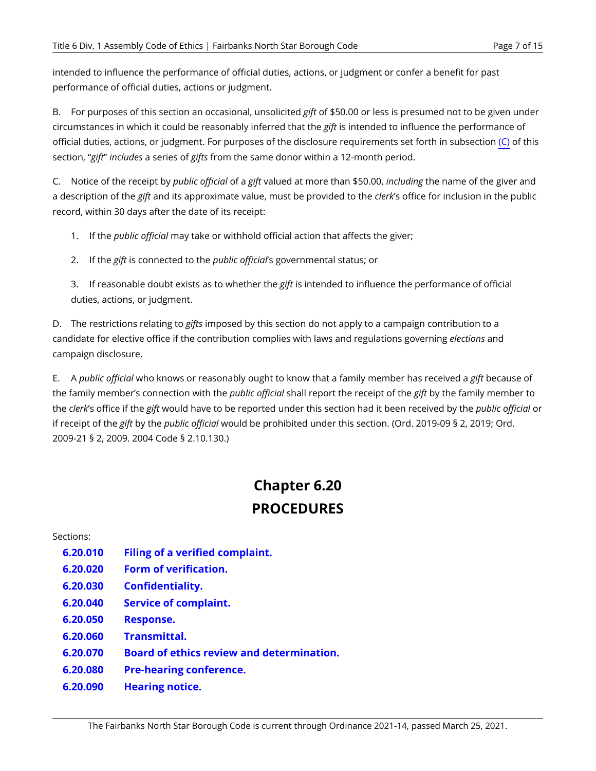intended to influence the performance of official duties, actions, or judgment or confer a benefit for past performance of official duties, actions or judgment.

B. For purposes of this section an occasional, unsolicited *gift* of $50.00 or less is presumed not to be given under circumstances in which it could be reasonably inferred that the *gift* is intended to influence the performance of official duties, actions, or judgment. For purposes of the disclosure requirements set forth in subsection (C) of this section, "*gift*" *includes* a series of *gifts* from the same donor within a 12-month period.

C. Notice of the receipt by *public official* of a *gift* valued at more than $50.00, *including* the name of the giver and a description of the *gift* and its approximate value, must be provided to the *clerk*'s office for inclusion in the public record, within 30 days after the date of its receipt:

1. If the *public official* may take or withhold official action that affects the giver;

2. If the *gift* is connected to the *public official*'s governmental status; or

3. If reasonable doubt exists as to whether the *gift* is intended to influence the performance of official duties, actions, or judgment.

D. The restrictions relating to *gifts* imposed by this section do not apply to a campaign contribution to a candidate for elective office if the contribution complies with laws and regulations governing *elections* and campaign disclosure.

E. A *public official* who knows or reasonably ought to know that a family member has received a *gift* because of the family member's connection with the *public official* shall report the receipt of the *gift* by the family member to the *clerk*'s office if the *gift* would have to be reported under this section had it been received by the *public official* or if receipt of the *gift* by the *public official* would be prohibited under this section. (Ord. 2019-09 § 2, 2019; Ord. 2009-21 § 2, 2009. 2004 Code § 2.10.130.)

# Chapter 6.20
# PROCEDURES

Sections:

- **6.20.010 Filing of a verified complaint.**
- **6.20.020 Form of verification.**
- **6.20.030 Confidentiality.**
- **6.20.040 Service of complaint.**
- **6.20.050 Response.**
- **6.20.060 Transmittal.**
- **6.20.070 Board of ethics review and determination.**
- **6.20.080 Pre-hearing conference.**
- **6.20.090 Hearing notice.**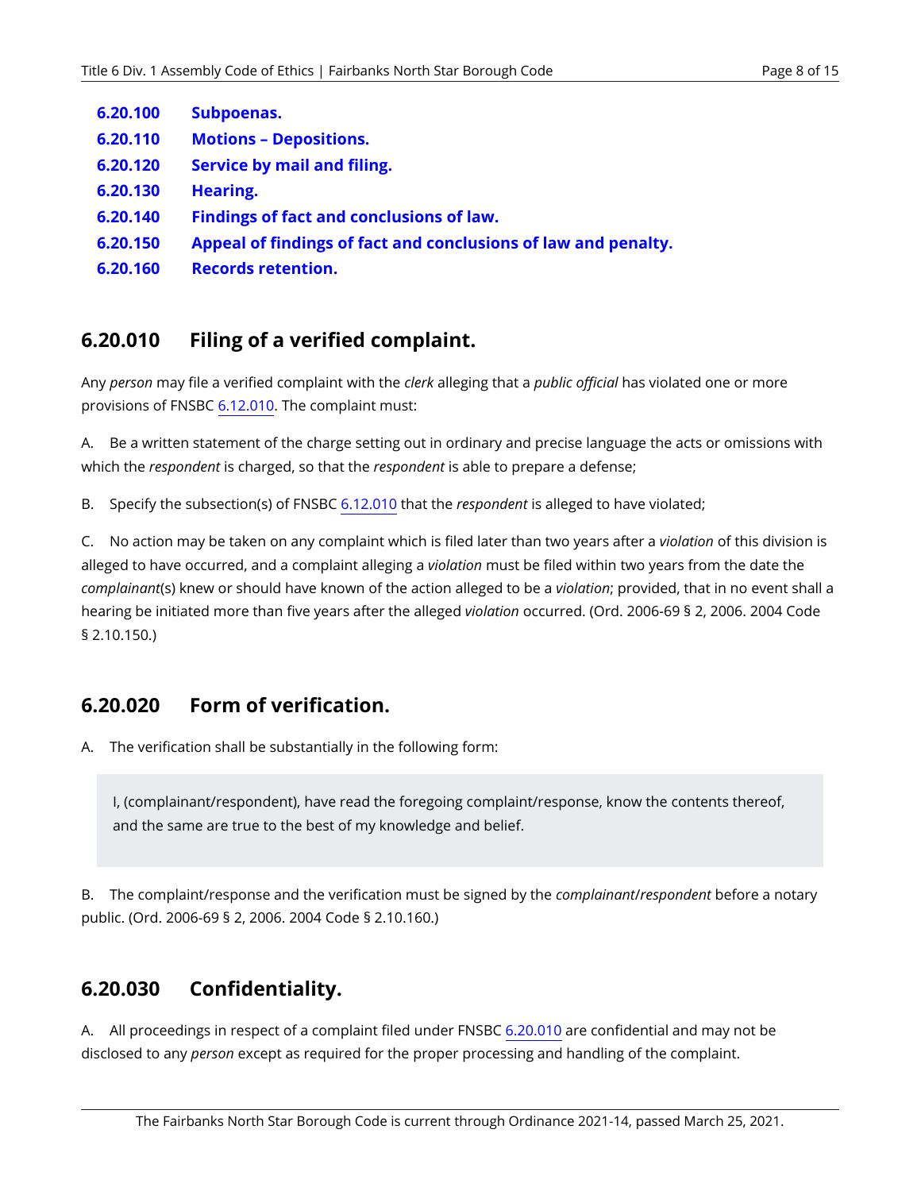| | |
|---|---|
| **6.20.100** | **Subpoenas.** |
| **6.20.110** | **Motions – Depositions.** |
| **6.20.120** | **Service by mail and filing.** |
| **6.20.130** | **Hearing.** |
| **6.20.140** | **Findings of fact and conclusions of law.** |
| **6.20.150** | **Appeal of findings of fact and conclusions of law and penalty.** |
| **6.20.160** | **Records retention.** |

## 6.20.010 Filing of a verified complaint.

Any *person* may file a verified complaint with the *clerk* alleging that a *public official* has violated one or more provisions of FNSBC 6.12.010. The complaint must:

A. Be a written statement of the charge setting out in ordinary and precise language the acts or omissions with which the *respondent* is charged, so that the *respondent* is able to prepare a defense;

B. Specify the subsection(s) of FNSBC 6.12.010 that the *respondent* is alleged to have violated;

C. No action may be taken on any complaint which is filed later than two years after a *violation* of this division is alleged to have occurred, and a complaint alleging a *violation* must be filed within two years from the date the *complainant*(s) knew or should have known of the action alleged to be a *violation*; provided, that in no event shall a hearing be initiated more than five years after the alleged *violation* occurred. (Ord. 2006-69 § 2, 2006. 2004 Code § 2.10.150.)

## 6.20.020 Form of verification.

A. The verification shall be substantially in the following form:

> I, (complainant/respondent), have read the foregoing complaint/response, know the contents thereof, and the same are true to the best of my knowledge and belief.

B. The complaint/response and the verification must be signed by the *complainant*/*respondent* before a notary public. (Ord. 2006-69 § 2, 2006. 2004 Code § 2.10.160.)

## 6.20.030 Confidentiality.

A. All proceedings in respect of a complaint filed under FNSBC 6.20.010 are confidential and may not be disclosed to any *person* except as required for the proper processing and handling of the complaint.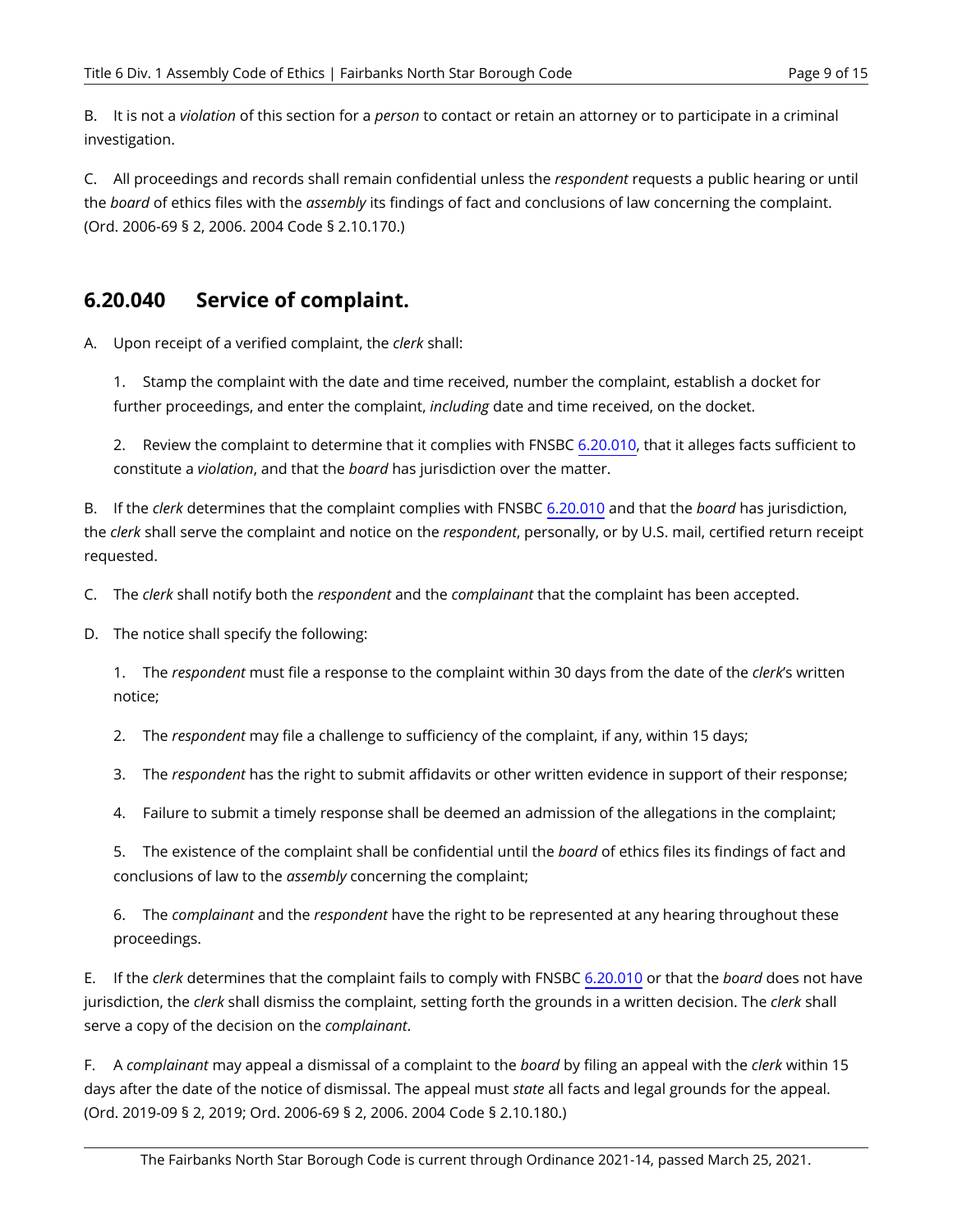B. It is not a *violation* of this section for a *person* to contact or retain an attorney or to participate in a criminal investigation.

C. All proceedings and records shall remain confidential unless the *respondent* requests a public hearing or until the *board* of ethics files with the *assembly* its findings of fact and conclusions of law concerning the complaint. (Ord. 2006-69 § 2, 2006. 2004 Code § 2.10.170.)

## 6.20.040 Service of complaint.

A. Upon receipt of a verified complaint, the *clerk* shall:

1. Stamp the complaint with the date and time received, number the complaint, establish a docket for further proceedings, and enter the complaint, *including* date and time received, on the docket.

2. Review the complaint to determine that it complies with FNSBC 6.20.010, that it alleges facts sufficient to constitute a *violation*, and that the *board* has jurisdiction over the matter.

B. If the *clerk* determines that the complaint complies with FNSBC 6.20.010 and that the *board* has jurisdiction, the *clerk* shall serve the complaint and notice on the *respondent*, personally, or by U.S. mail, certified return receipt requested.

C. The *clerk* shall notify both the *respondent* and the *complainant* that the complaint has been accepted.

D. The notice shall specify the following:

1. The *respondent* must file a response to the complaint within 30 days from the date of the *clerk*'s written notice;

2. The *respondent* may file a challenge to sufficiency of the complaint, if any, within 15 days;

3. The *respondent* has the right to submit affidavits or other written evidence in support of their response;

4. Failure to submit a timely response shall be deemed an admission of the allegations in the complaint;

5. The existence of the complaint shall be confidential until the *board* of ethics files its findings of fact and conclusions of law to the *assembly* concerning the complaint;

6. The *complainant* and the *respondent* have the right to be represented at any hearing throughout these proceedings.

E. If the *clerk* determines that the complaint fails to comply with FNSBC 6.20.010 or that the *board* does not have jurisdiction, the *clerk* shall dismiss the complaint, setting forth the grounds in a written decision. The *clerk* shall serve a copy of the decision on the *complainant*.

F. A *complainant* may appeal a dismissal of a complaint to the *board* by filing an appeal with the *clerk* within 15 days after the date of the notice of dismissal. The appeal must *state* all facts and legal grounds for the appeal. (Ord. 2019-09 § 2, 2019; Ord. 2006-69 § 2, 2006. 2004 Code § 2.10.180.)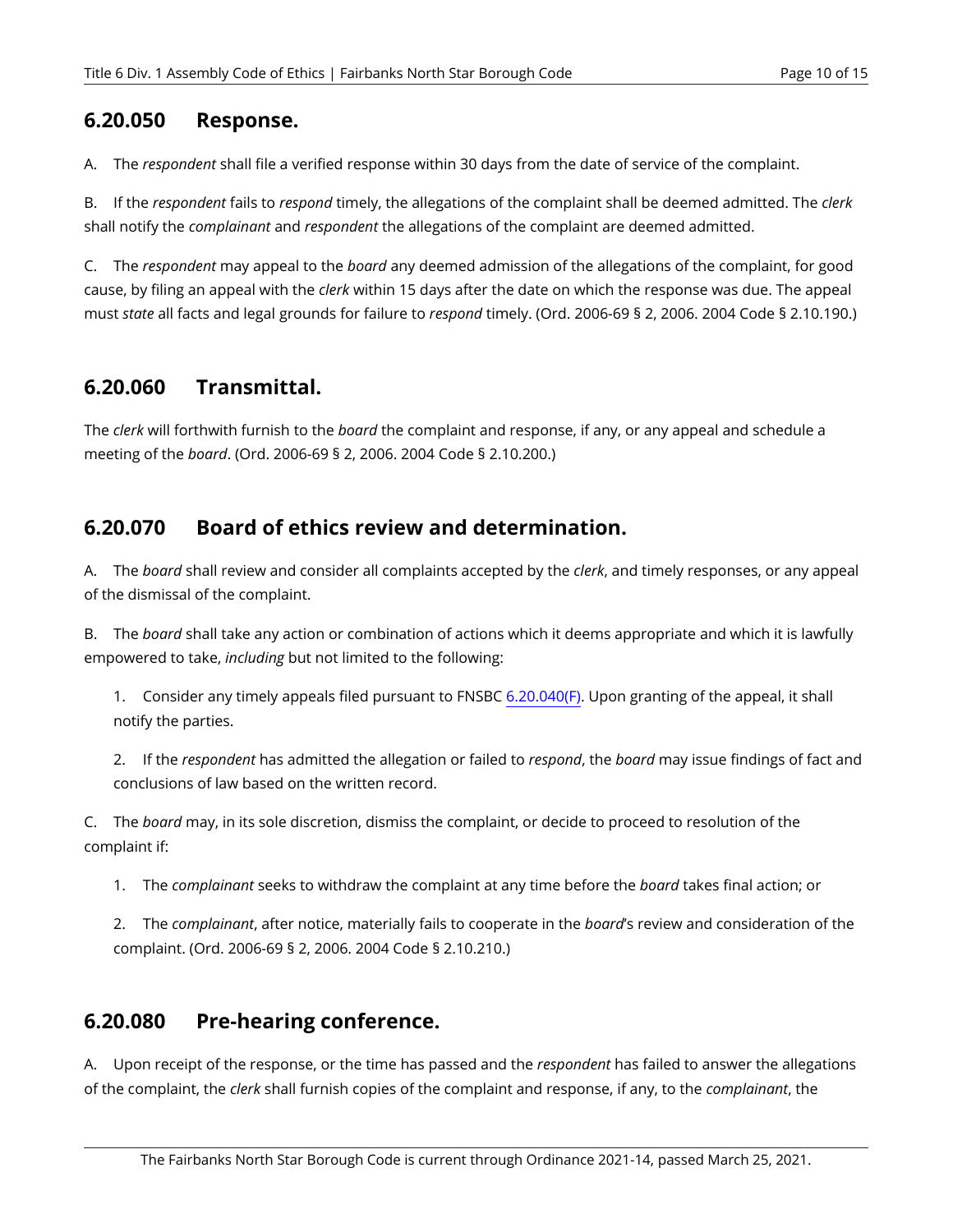## 6.20.050 Response.

A. The *respondent* shall file a verified response within 30 days from the date of service of the complaint.

B. If the *respondent* fails to *respond* timely, the allegations of the complaint shall be deemed admitted. The *clerk* shall notify the *complainant* and *respondent* the allegations of the complaint are deemed admitted.

C. The *respondent* may appeal to the *board* any deemed admission of the allegations of the complaint, for good cause, by filing an appeal with the *clerk* within 15 days after the date on which the response was due. The appeal must *state* all facts and legal grounds for failure to *respond* timely. (Ord. 2006-69 § 2, 2006. 2004 Code § 2.10.190.)

## 6.20.060 Transmittal.

The *clerk* will forthwith furnish to the *board* the complaint and response, if any, or any appeal and schedule a meeting of the *board*. (Ord. 2006-69 § 2, 2006. 2004 Code § 2.10.200.)

## 6.20.070 Board of ethics review and determination.

A. The *board* shall review and consider all complaints accepted by the *clerk*, and timely responses, or any appeal of the dismissal of the complaint.

B. The *board* shall take any action or combination of actions which it deems appropriate and which it is lawfully empowered to take, *including* but not limited to the following:

1. Consider any timely appeals filed pursuant to FNSBC 6.20.040(F). Upon granting of the appeal, it shall notify the parties.

2. If the *respondent* has admitted the allegation or failed to *respond*, the *board* may issue findings of fact and conclusions of law based on the written record.

C. The *board* may, in its sole discretion, dismiss the complaint, or decide to proceed to resolution of the complaint if:

1. The *complainant* seeks to withdraw the complaint at any time before the *board* takes final action; or

2. The *complainant*, after notice, materially fails to cooperate in the *board*'s review and consideration of the complaint. (Ord. 2006-69 § 2, 2006. 2004 Code § 2.10.210.)

## 6.20.080 Pre-hearing conference.

A. Upon receipt of the response, or the time has passed and the *respondent* has failed to answer the allegations of the complaint, the *clerk* shall furnish copies of the complaint and response, if any, to the *complainant*, the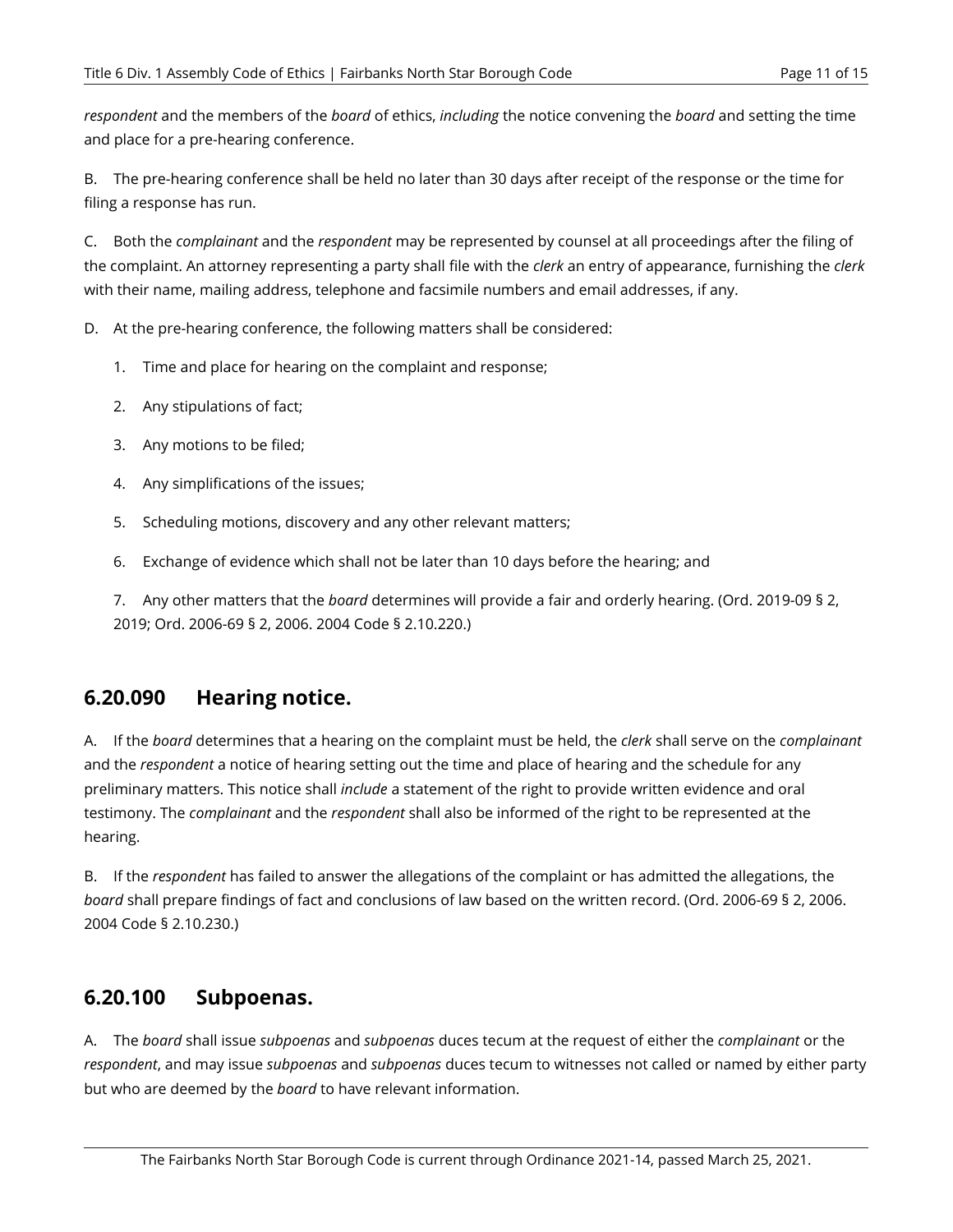*respondent* and the members of the *board* of ethics, *including* the notice convening the *board* and setting the time and place for a pre-hearing conference.

B. The pre-hearing conference shall be held no later than 30 days after receipt of the response or the time for filing a response has run.

C. Both the *complainant* and the *respondent* may be represented by counsel at all proceedings after the filing of the complaint. An attorney representing a party shall file with the *clerk* an entry of appearance, furnishing the *clerk* with their name, mailing address, telephone and facsimile numbers and email addresses, if any.

D. At the pre-hearing conference, the following matters shall be considered:

1. Time and place for hearing on the complaint and response;

2. Any stipulations of fact;

3. Any motions to be filed;

4. Any simplifications of the issues;

5. Scheduling motions, discovery and any other relevant matters;

6. Exchange of evidence which shall not be later than 10 days before the hearing; and

7. Any other matters that the *board* determines will provide a fair and orderly hearing. (Ord. 2019-09 § 2, 2019; Ord. 2006-69 § 2, 2006. 2004 Code § 2.10.220.)

## 6.20.090 Hearing notice.

A. If the *board* determines that a hearing on the complaint must be held, the *clerk* shall serve on the *complainant* and the *respondent* a notice of hearing setting out the time and place of hearing and the schedule for any preliminary matters. This notice shall *include* a statement of the right to provide written evidence and oral testimony. The *complainant* and the *respondent* shall also be informed of the right to be represented at the hearing.

B. If the *respondent* has failed to answer the allegations of the complaint or has admitted the allegations, the *board* shall prepare findings of fact and conclusions of law based on the written record. (Ord. 2006-69 § 2, 2006. 2004 Code § 2.10.230.)

## 6.20.100 Subpoenas.

A. The *board* shall issue *subpoenas* and *subpoenas* duces tecum at the request of either the *complainant* or the *respondent*, and may issue *subpoenas* and *subpoenas* duces tecum to witnesses not called or named by either party but who are deemed by the *board* to have relevant information.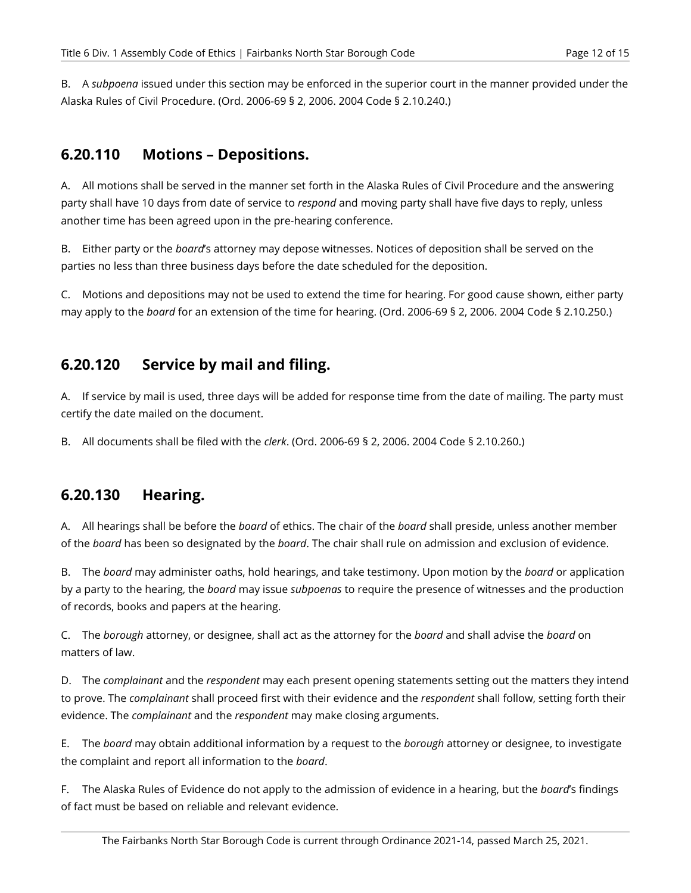B. A *subpoena* issued under this section may be enforced in the superior court in the manner provided under the Alaska Rules of Civil Procedure. (Ord. 2006-69 § 2, 2006. 2004 Code § 2.10.240.)

## 6.20.110 Motions – Depositions.

A. All motions shall be served in the manner set forth in the Alaska Rules of Civil Procedure and the answering party shall have 10 days from date of service to *respond* and moving party shall have five days to reply, unless another time has been agreed upon in the pre-hearing conference.

B. Either party or the *board*'s attorney may depose witnesses. Notices of deposition shall be served on the parties no less than three business days before the date scheduled for the deposition.

C. Motions and depositions may not be used to extend the time for hearing. For good cause shown, either party may apply to the *board* for an extension of the time for hearing. (Ord. 2006-69 § 2, 2006. 2004 Code § 2.10.250.)

## 6.20.120 Service by mail and filing.

A. If service by mail is used, three days will be added for response time from the date of mailing. The party must certify the date mailed on the document.

B. All documents shall be filed with the *clerk*. (Ord. 2006-69 § 2, 2006. 2004 Code § 2.10.260.)

## 6.20.130 Hearing.

A. All hearings shall be before the *board* of ethics. The chair of the *board* shall preside, unless another member of the *board* has been so designated by the *board*. The chair shall rule on admission and exclusion of evidence.

B. The *board* may administer oaths, hold hearings, and take testimony. Upon motion by the *board* or application by a party to the hearing, the *board* may issue *subpoenas* to require the presence of witnesses and the production of records, books and papers at the hearing.

C. The *borough* attorney, or designee, shall act as the attorney for the *board* and shall advise the *board* on matters of law.

D. The *complainant* and the *respondent* may each present opening statements setting out the matters they intend to prove. The *complainant* shall proceed first with their evidence and the *respondent* shall follow, setting forth their evidence. The *complainant* and the *respondent* may make closing arguments.

E. The *board* may obtain additional information by a request to the *borough* attorney or designee, to investigate the complaint and report all information to the *board*.

F. The Alaska Rules of Evidence do not apply to the admission of evidence in a hearing, but the *board*'s findings of fact must be based on reliable and relevant evidence.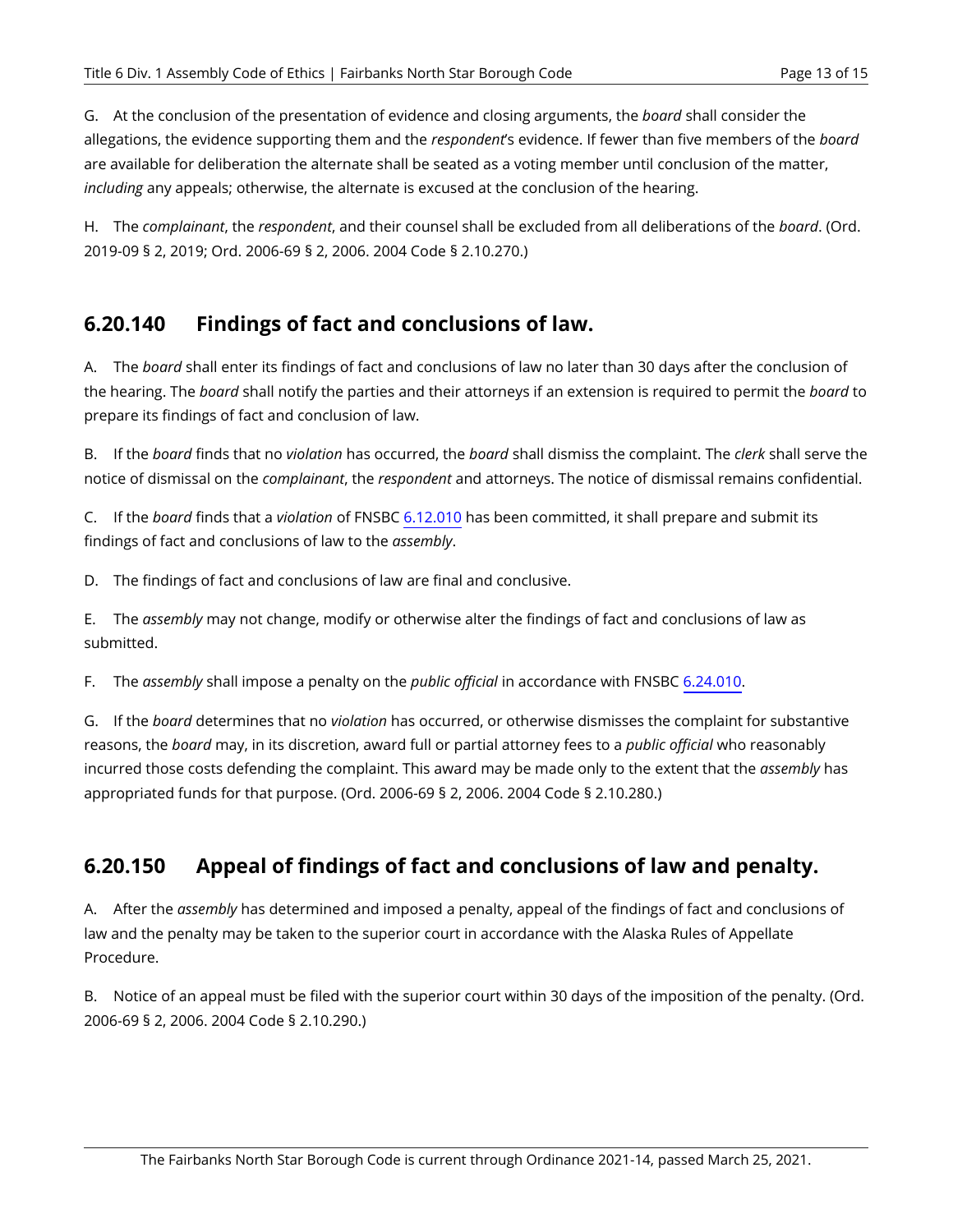G. At the conclusion of the presentation of evidence and closing arguments, the *board* shall consider the allegations, the evidence supporting them and the *respondent*'s evidence. If fewer than five members of the *board* are available for deliberation the alternate shall be seated as a voting member until conclusion of the matter, *including* any appeals; otherwise, the alternate is excused at the conclusion of the hearing.

H. The *complainant*, the *respondent*, and their counsel shall be excluded from all deliberations of the *board*. (Ord. 2019-09 § 2, 2019; Ord. 2006-69 § 2, 2006. 2004 Code § 2.10.270.)

## 6.20.140 Findings of fact and conclusions of law.

A. The *board* shall enter its findings of fact and conclusions of law no later than 30 days after the conclusion of the hearing. The *board* shall notify the parties and their attorneys if an extension is required to permit the *board* to prepare its findings of fact and conclusion of law.

B. If the *board* finds that no *violation* has occurred, the *board* shall dismiss the complaint. The *clerk* shall serve the notice of dismissal on the *complainant*, the *respondent* and attorneys. The notice of dismissal remains confidential.

C. If the *board* finds that a *violation* of FNSBC 6.12.010 has been committed, it shall prepare and submit its findings of fact and conclusions of law to the *assembly*.

D. The findings of fact and conclusions of law are final and conclusive.

E. The *assembly* may not change, modify or otherwise alter the findings of fact and conclusions of law as submitted.

F. The *assembly* shall impose a penalty on the *public official* in accordance with FNSBC 6.24.010.

G. If the *board* determines that no *violation* has occurred, or otherwise dismisses the complaint for substantive reasons, the *board* may, in its discretion, award full or partial attorney fees to a *public official* who reasonably incurred those costs defending the complaint. This award may be made only to the extent that the *assembly* has appropriated funds for that purpose. (Ord. 2006-69 § 2, 2006. 2004 Code § 2.10.280.)

## 6.20.150 Appeal of findings of fact and conclusions of law and penalty.

A. After the *assembly* has determined and imposed a penalty, appeal of the findings of fact and conclusions of law and the penalty may be taken to the superior court in accordance with the Alaska Rules of Appellate Procedure.

B. Notice of an appeal must be filed with the superior court within 30 days of the imposition of the penalty. (Ord. 2006-69 § 2, 2006. 2004 Code § 2.10.290.)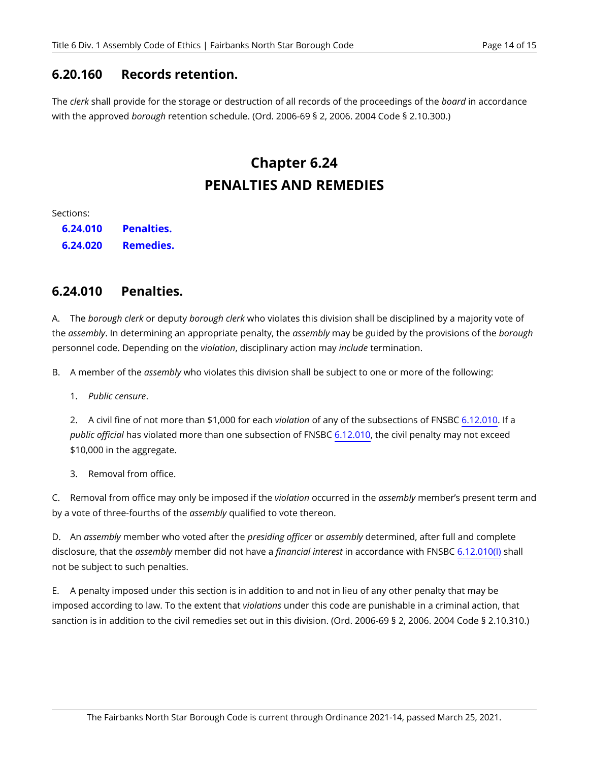## 6.20.160 Records retention.

The *clerk* shall provide for the storage or destruction of all records of the proceedings of the *board* in accordance with the approved *borough* retention schedule. (Ord. 2006-69 § 2, 2006. 2004 Code § 2.10.300.)

# Chapter 6.24
# PENALTIES AND REMEDIES

Sections:

**6.24.010 Penalties.**

**6.24.020 Remedies.**

## 6.24.010 Penalties.

A. The *borough clerk* or deputy *borough clerk* who violates this division shall be disciplined by a majority vote of the *assembly*. In determining an appropriate penalty, the *assembly* may be guided by the provisions of the *borough* personnel code. Depending on the *violation*, disciplinary action may *include* termination.

B. A member of the *assembly* who violates this division shall be subject to one or more of the following:

1. *Public censure*.

2. A civil fine of not more than $1,000 for each *violation* of any of the subsections of FNSBC 6.12.010. If a *public official* has violated more than one subsection of FNSBC 6.12.010, the civil penalty may not exceed $10,000 in the aggregate.

3. Removal from office.

C. Removal from office may only be imposed if the *violation* occurred in the *assembly* member's present term and by a vote of three-fourths of the *assembly* qualified to vote thereon.

D. An *assembly* member who voted after the *presiding officer* or *assembly* determined, after full and complete disclosure, that the *assembly* member did not have a *financial interest* in accordance with FNSBC 6.12.010(I) shall not be subject to such penalties.

E. A penalty imposed under this section is in addition to and not in lieu of any other penalty that may be imposed according to law. To the extent that *violations* under this code are punishable in a criminal action, that sanction is in addition to the civil remedies set out in this division. (Ord. 2006-69 § 2, 2006. 2004 Code § 2.10.310.)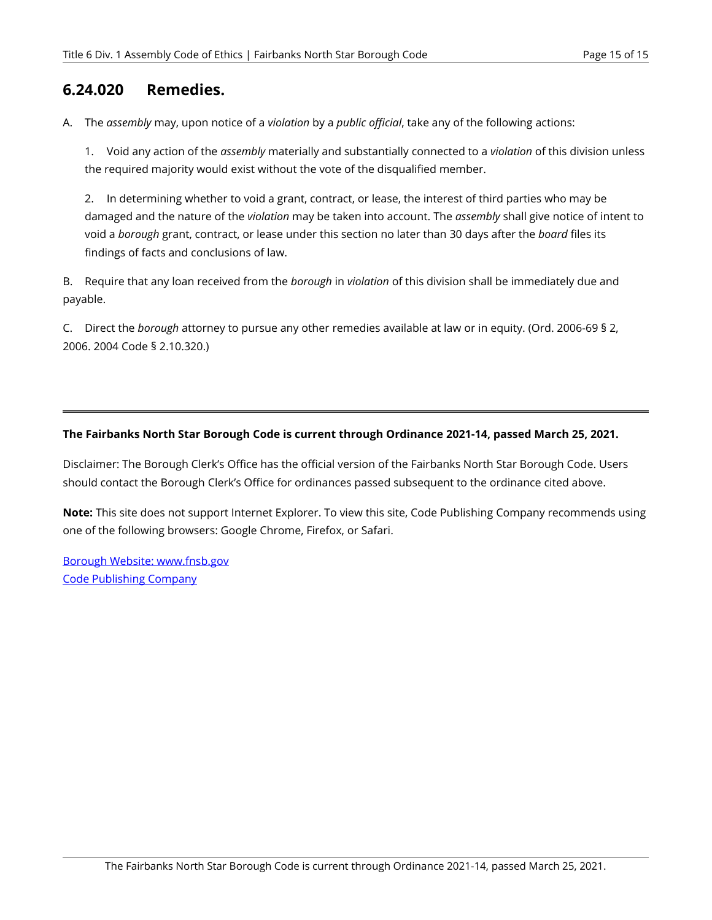## 6.24.020 Remedies.

A. The *assembly* may, upon notice of a *violation* by a *public official*, take any of the following actions:

1. Void any action of the *assembly* materially and substantially connected to a *violation* of this division unless the required majority would exist without the vote of the disqualified member.

2. In determining whether to void a grant, contract, or lease, the interest of third parties who may be damaged and the nature of the *violation* may be taken into account. The *assembly* shall give notice of intent to void a *borough* grant, contract, or lease under this section no later than 30 days after the *board* files its findings of facts and conclusions of law.

B. Require that any loan received from the *borough* in *violation* of this division shall be immediately due and payable.

C. Direct the *borough* attorney to pursue any other remedies available at law or in equity. (Ord. 2006-69 § 2, 2006. 2004 Code § 2.10.320.)

---

**The Fairbanks North Star Borough Code is current through Ordinance 2021-14, passed March 25, 2021.**

Disclaimer: The Borough Clerk's Office has the official version of the Fairbanks North Star Borough Code. Users should contact the Borough Clerk's Office for ordinances passed subsequent to the ordinance cited above.

**Note:** This site does not support Internet Explorer. To view this site, Code Publishing Company recommends using one of the following browsers: Google Chrome, Firefox, or Safari.

Borough Website: www.fnsb.gov
Code Publishing Company